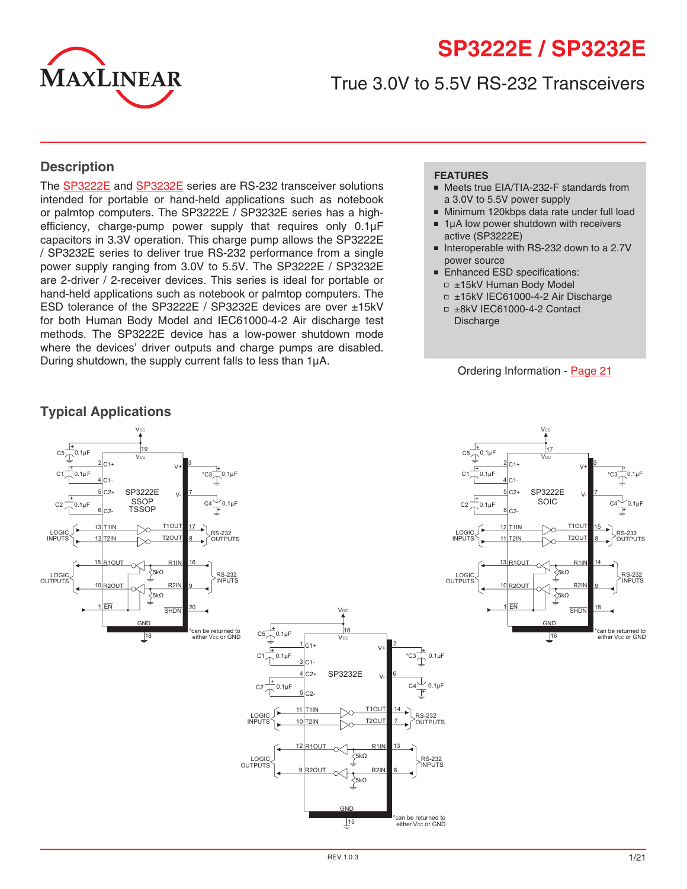# SP3222E / SP3232E

## True 3.0V to 5.5V RS-232 Transceivers

## Description

The SP3222E and SP3232E series are RS-232 transceiver solutions intended for portable or hand-held applications such as notebook or palmtop computers. The SP3222E / SP3232E series has a high-efficiency, charge-pump power supply that requires only 0.1µF capacitors in 3.3V operation. This charge pump allows the SP3222E / SP3232E series to deliver true RS-232 performance from a single power supply ranging from 3.0V to 5.5V. The SP3222E / SP3232E are 2-driver / 2-receiver devices. This series is ideal for portable or hand-held applications such as notebook or palmtop computers. The ESD tolerance of the SP3222E / SP3232E devices are over ±15kV for both Human Body Model and IEC61000-4-2 Air discharge test methods. The SP3222E device has a low-power shutdown mode where the devices' driver outputs and charge pumps are disabled. During shutdown, the supply current falls to less than 1µA.

**FEATURES**

- Meets true EIA/TIA-232-F standards from a 3.0V to 5.5V power supply
- Minimum 120kbps data rate under full load
- 1µA low power shutdown with receivers active (SP3222E)
- Interoperable with RS-232 down to a 2.7V power source
- Enhanced ESD specifications:
  - ±15kV Human Body Model
  - ±15kV IEC61000-4-2 Air Discharge
  - ±8kV IEC61000-4-2 Contact Discharge

Ordering Information - Page 21

## Typical Applications

SP3222E SSOP TSSOP: VCC (19), C1+ (2), C1- (4), C2+ (5), C2- (6), V+ (3), V- (7), T1IN (13), T2IN (12), T1OUT (17), T2OUT (8), R1OUT (15), R2OUT (10), R1IN (16), R2IN (9), EN (1), SHDN (20), GND (18). C1, C2, C3, C4, C5 = 0.1µF; R1IN and R2IN each have a 5kΩ resistor to GND.

SP3222E SOIC: VCC (17), C1+ (2), C1- (4), C2+ (5), C2- (6), V+ (3), V- (7), T1IN (12), T2IN (11), T1OUT (15), T2OUT (8), R1OUT (13), R2OUT (10), R1IN (14), R2IN (9), EN (1), SHDN (18), GND (16). C1, C2, C3, C4, C5 = 0.1µF; R1IN and R2IN each have a 5kΩ resistor to GND.

SP3232E: VCC (16), C1+ (1), C1- (3), C2+ (4), C2- (5), V+ (2), V- (6), T1IN (11), T2IN (10), T1OUT (14), T2OUT (7), R1OUT (12), R2OUT (9), R1IN (13), R2IN (8), GND (15). C1, C2, C3, C4, C5 = 0.1µF; R1IN and R2IN each have a 5kΩ resistor to GND.

In all three circuits: T1IN/T2IN are LOGIC INPUTS, T1OUT/T2OUT are RS-232 OUTPUTS, R1IN/R2IN are RS-232 INPUTS, and R1OUT/R2OUT are LOGIC OUTPUTS.

*C3 can be returned to either VCC or GND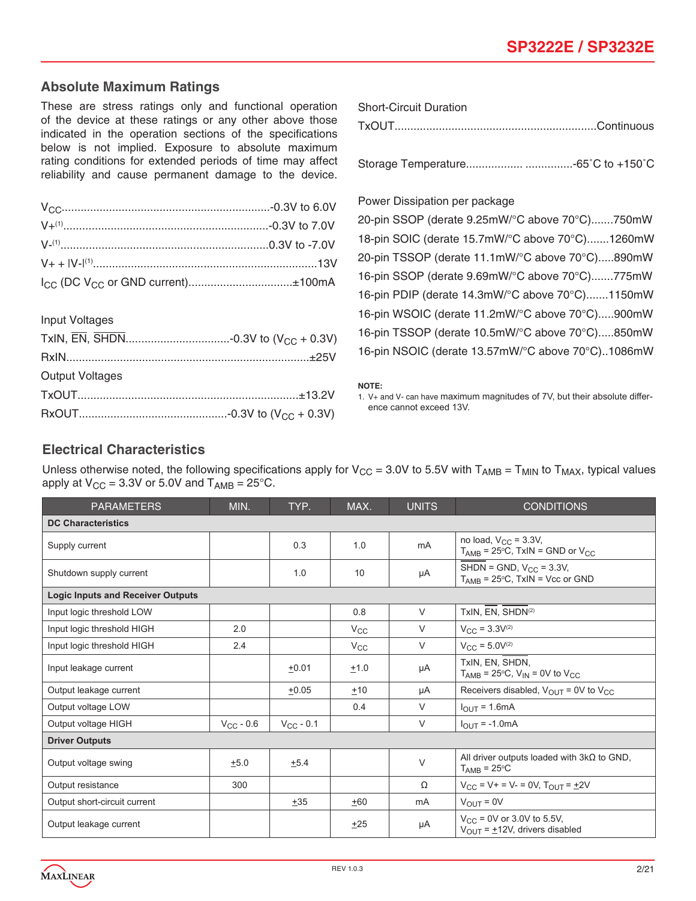## Absolute Maximum Ratings

These are stress ratings only and functional operation of the device at these ratings or any other above those indicated in the operation sections of the specifications below is not implied. Exposure to absolute maximum rating conditions for extended periods of time may affect reliability and cause permanent damage to the device.

$V_{CC}$ .................................................................-0.3V to 6.0V
V+[(1)] .................................................................-0.3V to 7.0V
V-[(1)] .................................................................0.3V to -7.0V
V+ + |V-|[(1)] .................................................................13V
$I_{CC}$ (DC $V_{CC}$ or GND current) ................................±100mA

Input Voltages
TxIN, $\overline{EN}$, $\overline{SHDN}$ ................................-0.3V to ($V_{CC}$ + 0.3V)
RxIN ..........................................................................±25V

Output Voltages
TxOUT ......................................................................±13.2V
RxOUT ...............................................-0.3V to ($V_{CC}$ + 0.3V)

Short-Circuit Duration
TxOUT ...............................................................Continuous

Storage Temperature .................................-65˚C to +150˚C

Power Dissipation per package
20-pin SSOP (derate 9.25mW/°C above 70°C).......750mW
18-pin SOIC (derate 15.7mW/°C above 70°C).......1260mW
20-pin TSSOP (derate 11.1mW/°C above 70°C).....890mW
16-pin SSOP (derate 9.69mW/°C above 70°C).......775mW
16-pin PDIP (derate 14.3mW/°C above 70°C).......1150mW
16-pin WSOIC (derate 11.2mW/°C above 70°C).....900mW
16-pin TSSOP (derate 10.5mW/°C above 70°C).....850mW
16-pin NSOIC (derate 13.57mW/°C above 70°C)..1086mW

**NOTE:**
1. V+ and V- can have maximum magnitudes of 7V, but their absolute difference cannot exceed 13V.

## Electrical Characteristics

Unless otherwise noted, the following specifications apply for $V_{CC}$ = 3.0V to 5.5V with $T_{AMB}$ = $T_{MIN}$ to $T_{MAX}$, typical values apply at $V_{CC}$ = 3.3V or 5.0V and $T_{AMB}$ = 25°C.

| PARAMETERS | MIN. | TYP. | MAX. | UNITS | CONDITIONS |
|---|---|---|---|---|---|
| **DC Characteristics** | | | | | |
| Supply current | | 0.3 | 1.0 | mA | no load, $V_{CC}$ = 3.3V, $T_{AMB}$ = 25°C, TxIN = GND or $V_{CC}$ |
| Shutdown supply current | | 1.0 | 10 | µA | $\overline{SHDN}$ = GND, $V_{CC}$ = 3.3V, $T_{AMB}$ = 25°C, TxIN = Vcc or GND |
| **Logic Inputs and Receiver Outputs** | | | | | |
| Input logic threshold LOW | | | 0.8 | V | TxIN, $\overline{EN}$, $\overline{SHDN}$[(2)] |
| Input logic threshold HIGH | 2.0 | | $V_{CC}$ | V | $V_{CC}$ = 3.3V[(2)] |
| Input logic threshold HIGH | 2.4 | | $V_{CC}$ | V | $V_{CC}$ = 5.0V[(2)] |
| Input leakage current | | ±0.01 | ±1.0 | µA | TxIN, EN, $\overline{SHDN}$, $T_{AMB}$ = 25°C, $V_{IN}$ = 0V to $V_{CC}$ |
| Output leakage current | | ±0.05 | ±10 | µA | Receivers disabled, $V_{OUT}$ = 0V to $V_{CC}$ |
| Output voltage LOW | | | 0.4 | V | $I_{OUT}$ = 1.6mA |
| Output voltage HIGH | $V_{CC}$ - 0.6 | $V_{CC}$ - 0.1 | | V | $I_{OUT}$ = -1.0mA |
| **Driver Outputs** | | | | | |
| Output voltage swing | ±5.0 | ±5.4 | | V | All driver outputs loaded with 3kΩ to GND, $T_{AMB}$ = 25°C |
| Output resistance | 300 | | | Ω | $V_{CC}$ = V+ = V- = 0V, $T_{OUT}$ = ±2V |
| Output short-circuit current | | ±35 | ±60 | mA | $V_{OUT}$ = 0V |
| Output leakage current | | | ±25 | µA | $V_{CC}$ = 0V or 3.0V to 5.5V, $V_{OUT}$ = ±12V, drivers disabled |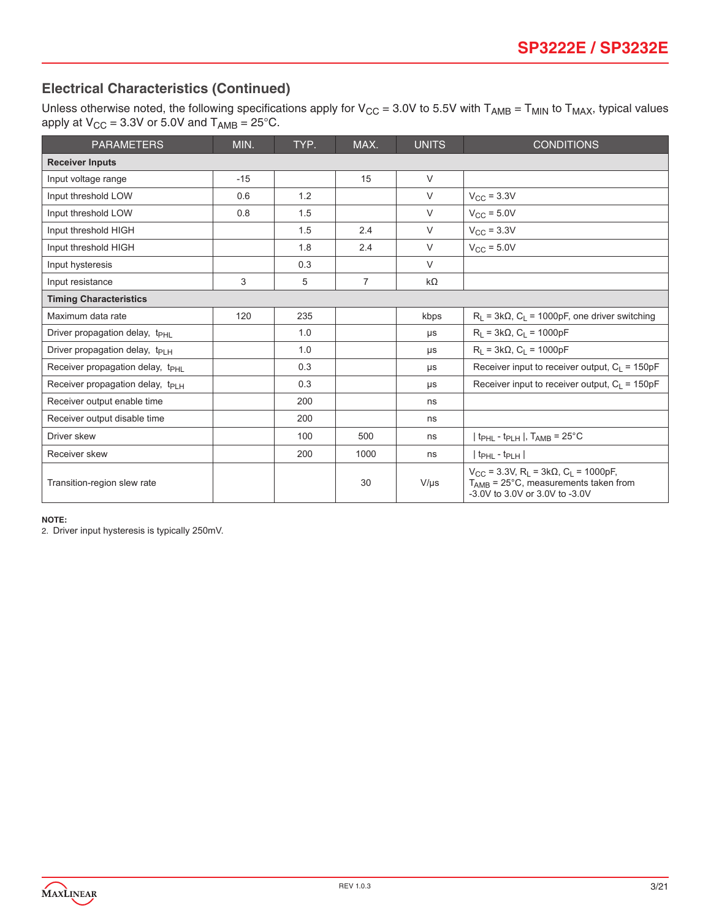## Electrical Characteristics (Continued)

Unless otherwise noted, the following specifications apply for $V_{CC}$ = 3.0V to 5.5V with $T_{AMB}$ = $T_{MIN}$ to $T_{MAX}$, typical values apply at $V_{CC}$ = 3.3V or 5.0V and $T_{AMB}$ = 25°C.

| PARAMETERS | MIN. | TYP. | MAX. | UNITS | CONDITIONS |
|---|---|---|---|---|---|
| **Receiver Inputs** | | | | | |
| Input voltage range | -15 | | 15 | V | |
| Input threshold LOW | 0.6 | 1.2 | | V | $V_{CC}$ = 3.3V |
| Input threshold LOW | 0.8 | 1.5 | | V | $V_{CC}$ = 5.0V |
| Input threshold HIGH | | 1.5 | 2.4 | V | $V_{CC}$ = 3.3V |
| Input threshold HIGH | | 1.8 | 2.4 | V | $V_{CC}$ = 5.0V |
| Input hysteresis | | 0.3 | | V | |
| Input resistance | 3 | 5 | 7 | kΩ | |
| **Timing Characteristics** | | | | | |
| Maximum data rate | 120 | 235 | | kbps | $R_L$ = 3kΩ, $C_L$ = 1000pF, one driver switching |
| Driver propagation delay, $t_{PHL}$ | | 1.0 | | µs | $R_L$ = 3kΩ, $C_L$ = 1000pF |
| Driver propagation delay, $t_{PLH}$ | | 1.0 | | µs | $R_L$ = 3kΩ, $C_L$ = 1000pF |
| Receiver propagation delay, $t_{PHL}$ | | 0.3 | | µs | Receiver input to receiver output, $C_L$ = 150pF |
| Receiver propagation delay, $t_{PLH}$ | | 0.3 | | µs | Receiver input to receiver output, $C_L$ = 150pF |
| Receiver output enable time | | 200 | | ns | |
| Receiver output disable time | | 200 | | ns | |
| Driver skew | | 100 | 500 | ns | $\lvert t_{PHL} - t_{PLH} \rvert$, $T_{AMB}$ = 25°C |
| Receiver skew | | 200 | 1000 | ns | $\lvert t_{PHL} - t_{PLH} \rvert$ |
| Transition-region slew rate | | | 30 | V/µs | $V_{CC}$ = 3.3V, $R_L$ = 3kΩ, $C_L$ = 1000pF, $T_{AMB}$ = 25°C, measurements taken from -3.0V to 3.0V or 3.0V to -3.0V |

**NOTE:**

2. Driver input hysteresis is typically 250mV.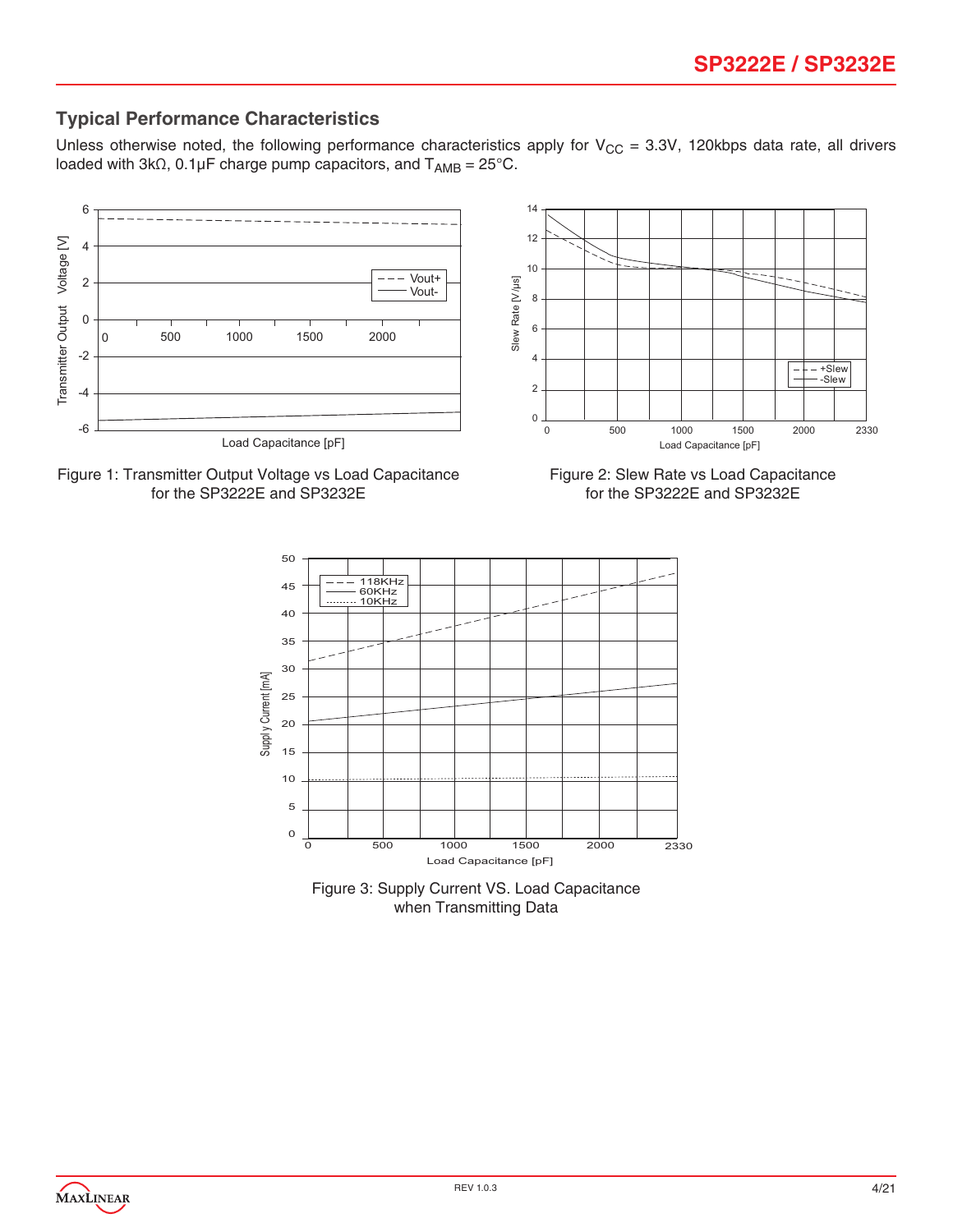## Typical Performance Characteristics

Unless otherwise noted, the following performance characteristics apply for $V_{CC}$ = 3.3V, 120kbps data rate, all drivers loaded with 3kΩ, 0.1µF charge pump capacitors, and $T_{AMB}$ = 25°C.

Figure 1: Transmitter Output Voltage vs Load Capacitance for the SP3222E and SP3232E

Figure 2: Slew Rate vs Load Capacitance for the SP3222E and SP3232E

Figure 3: Supply Current VS. Load Capacitance when Transmitting Data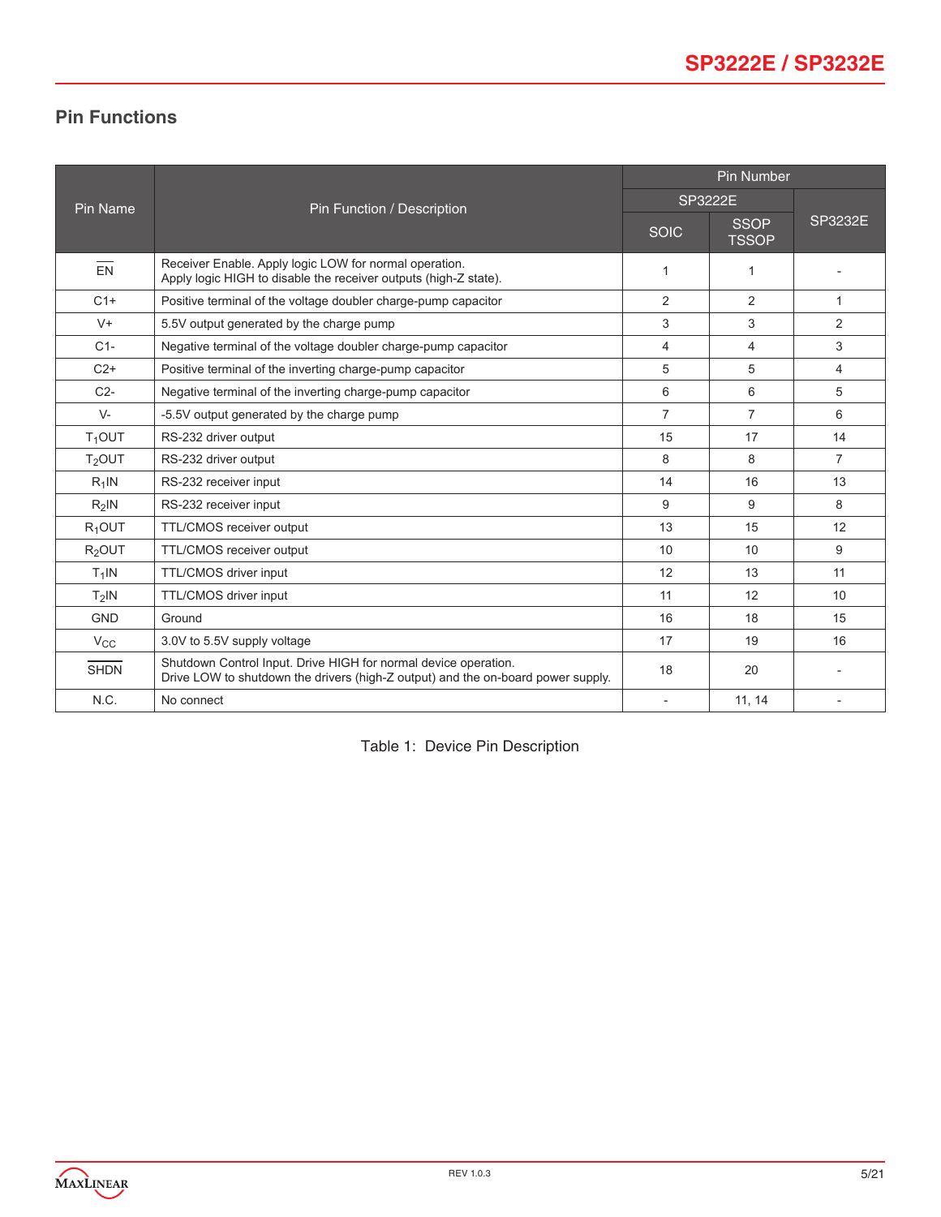## Pin Functions

| Pin Name | Pin Function / Description | Pin Number | | |
|---|---|---|---|---|
| | | SP3222E | | SP3232E |
| | | SOIC | SSOP TSSOP | |
| $\overline{EN}$ | Receiver Enable. Apply logic LOW for normal operation. Apply logic HIGH to disable the receiver outputs (high-Z state). | 1 | 1 | - |
| C1+ | Positive terminal of the voltage doubler charge-pump capacitor | 2 | 2 | 1 |
| V+ | 5.5V output generated by the charge pump | 3 | 3 | 2 |
| C1- | Negative terminal of the voltage doubler charge-pump capacitor | 4 | 4 | 3 |
| C2+ | Positive terminal of the inverting charge-pump capacitor | 5 | 5 | 4 |
| C2- | Negative terminal of the inverting charge-pump capacitor | 6 | 6 | 5 |
| V- | -5.5V output generated by the charge pump | 7 | 7 | 6 |
| $T_1$OUT | RS-232 driver output | 15 | 17 | 14 |
| $T_2$OUT | RS-232 driver output | 8 | 8 | 7 |
| $R_1$IN | RS-232 receiver input | 14 | 16 | 13 |
| $R_2$IN | RS-232 receiver input | 9 | 9 | 8 |
| $R_1$OUT | TTL/CMOS receiver output | 13 | 15 | 12 |
| $R_2$OUT | TTL/CMOS receiver output | 10 | 10 | 9 |
| $T_1$IN | TTL/CMOS driver input | 12 | 13 | 11 |
| $T_2$IN | TTL/CMOS driver input | 11 | 12 | 10 |
| GND | Ground | 16 | 18 | 15 |
| $V_{CC}$ | 3.0V to 5.5V supply voltage | 17 | 19 | 16 |
| $\overline{SHDN}$ | Shutdown Control Input. Drive HIGH for normal device operation. Drive LOW to shutdown the drivers (high-Z output) and the on-board power supply. | 18 | 20 | - |
| N.C. | No connect | - | 11, 14 | - |

Table 1: Device Pin Description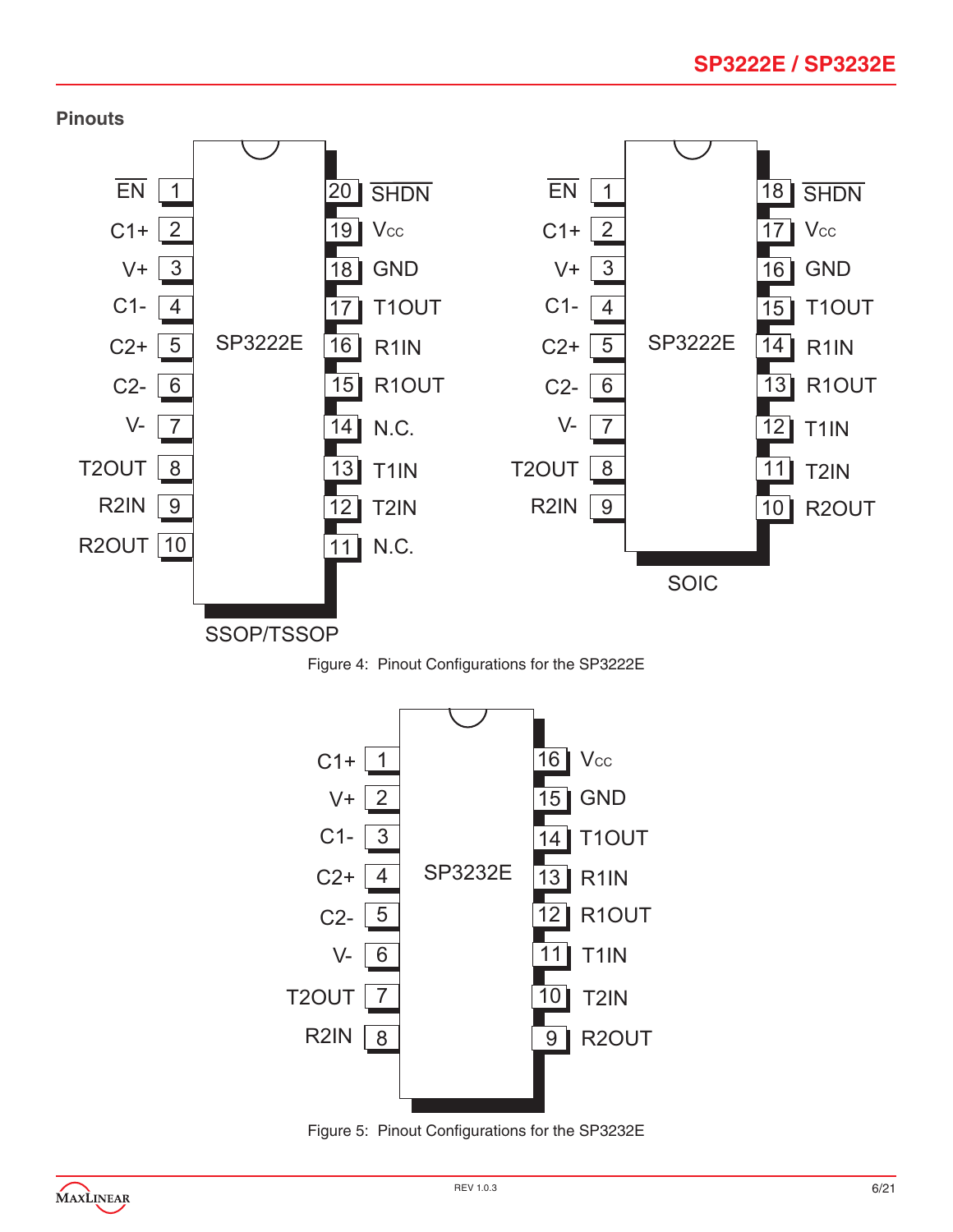## Pinouts

**SP3222E — SSOP/TSSOP**

| Pin | Name | Pin | Name |
|---|---|---|---|
| 1 | $\overline{EN}$ | 20 | $\overline{SHDN}$ |
| 2 | C1+ | 19 | $V_{CC}$ |
| 3 | V+ | 18 | GND |
| 4 | C1- | 17 | T1OUT |
| 5 | C2+ | 16 | R1IN |
| 6 | C2- | 15 | R1OUT |
| 7 | V- | 14 | N.C. |
| 8 | T2OUT | 13 | T1IN |
| 9 | R2IN | 12 | T2IN |
| 10 | R2OUT | 11 | N.C. |

**SP3222E — SOIC**

| Pin | Name | Pin | Name |
|---|---|---|---|
| 1 | $\overline{EN}$ | 18 | $\overline{SHDN}$ |
| 2 | C1+ | 17 | $V_{CC}$ |
| 3 | V+ | 16 | GND |
| 4 | C1- | 15 | T1OUT |
| 5 | C2+ | 14 | R1IN |
| 6 | C2- | 13 | R1OUT |
| 7 | V- | 12 | T1IN |
| 8 | T2OUT | 11 | T2IN |
| 9 | R2IN | 10 | R2OUT |

Figure 4: Pinout Configurations for the SP3222E

**SP3232E**

| Pin | Name | Pin | Name |
|---|---|---|---|
| 1 | C1+ | 16 | $V_{CC}$ |
| 2 | V+ | 15 | GND |
| 3 | C1- | 14 | T1OUT |
| 4 | C2+ | 13 | R1IN |
| 5 | C2- | 12 | R1OUT |
| 6 | V- | 11 | T1IN |
| 7 | T2OUT | 10 | T2IN |
| 8 | R2IN | 9 | R2OUT |

Figure 5: Pinout Configurations for the SP3232E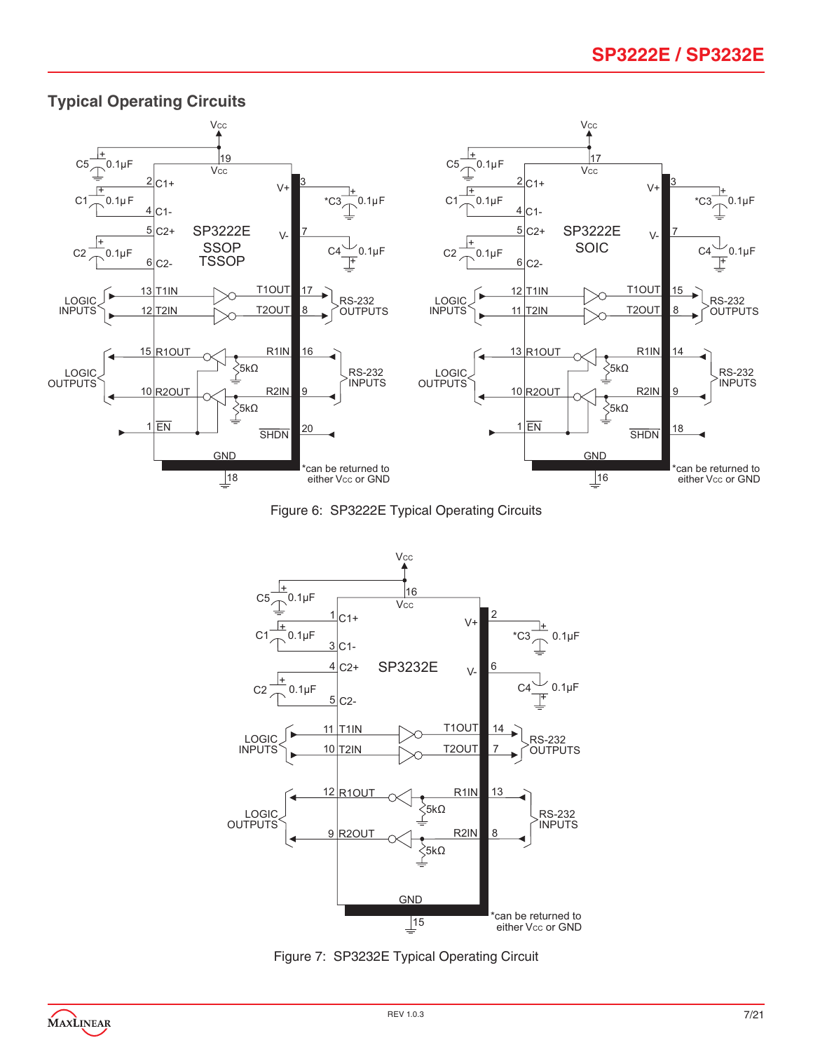## Typical Operating Circuits

Figure 6: SP3222E Typical Operating Circuits

Figure 7: SP3232E Typical Operating Circuit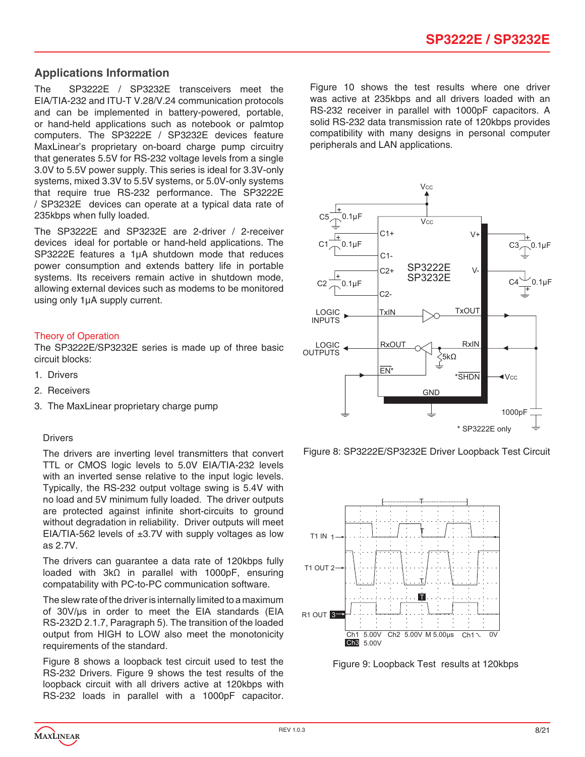## Applications Information

The SP3222E / SP3232E transceivers meet the EIA/TIA-232 and ITU-T V.28/V.24 communication protocols and can be implemented in battery-powered, portable, or hand-held applications such as notebook or palmtop computers. The SP3222E / SP3232E devices feature MaxLinear's proprietary on-board charge pump circuitry that generates 5.5V for RS-232 voltage levels from a single 3.0V to 5.5V power supply. This series is ideal for 3.3V-only systems, mixed 3.3V to 5.5V systems, or 5.0V-only systems that require true RS-232 performance. The SP3222E / SP3232E devices can operate at a typical data rate of 235kbps when fully loaded.

The SP3222E and SP3232E are 2-driver / 2-receiver devices ideal for portable or hand-held applications. The SP3222E features a 1µA shutdown mode that reduces power consumption and extends battery life in portable systems. Its receivers remain active in shutdown mode, allowing external devices such as modems to be monitored using only 1µA supply current.

### Theory of Operation

The SP3222E/SP3232E series is made up of three basic circuit blocks:

1. Drivers
2. Receivers
3. The MaxLinear proprietary charge pump

#### Drivers

The drivers are inverting level transmitters that convert TTL or CMOS logic levels to 5.0V EIA/TIA-232 levels with an inverted sense relative to the input logic levels. Typically, the RS-232 output voltage swing is 5.4V with no load and 5V minimum fully loaded. The driver outputs are protected against infinite short-circuits to ground without degradation in reliability. Driver outputs will meet EIA/TIA-562 levels of ±3.7V with supply voltages as low as 2.7V.

The drivers can guarantee a data rate of 120kbps fully loaded with 3kΩ in parallel with 1000pF, ensuring compatability with PC-to-PC communication software.

The slew rate of the driver is internally limited to a maximum of 30V/µs in order to meet the EIA standards (EIA RS-232D 2.1.7, Paragraph 5). The transition of the loaded output from HIGH to LOW also meet the monotonicity requirements of the standard.

Figure 8 shows a loopback test circuit used to test the RS-232 Drivers. Figure 9 shows the test results of the loopback circuit with all drivers active at 120kbps with RS-232 loads in parallel with a 1000pF capacitor. Figure 10 shows the test results where one driver was active at 235kbps and all drivers loaded with an RS-232 receiver in parallel with 1000pF capacitors. A solid RS-232 data transmission rate of 120kbps provides compatibility with many designs in personal computer peripherals and LAN applications.

Figure 8: SP3222E/SP3232E Driver Loopback Test Circuit

Figure 9: Loopback Test results at 120kbps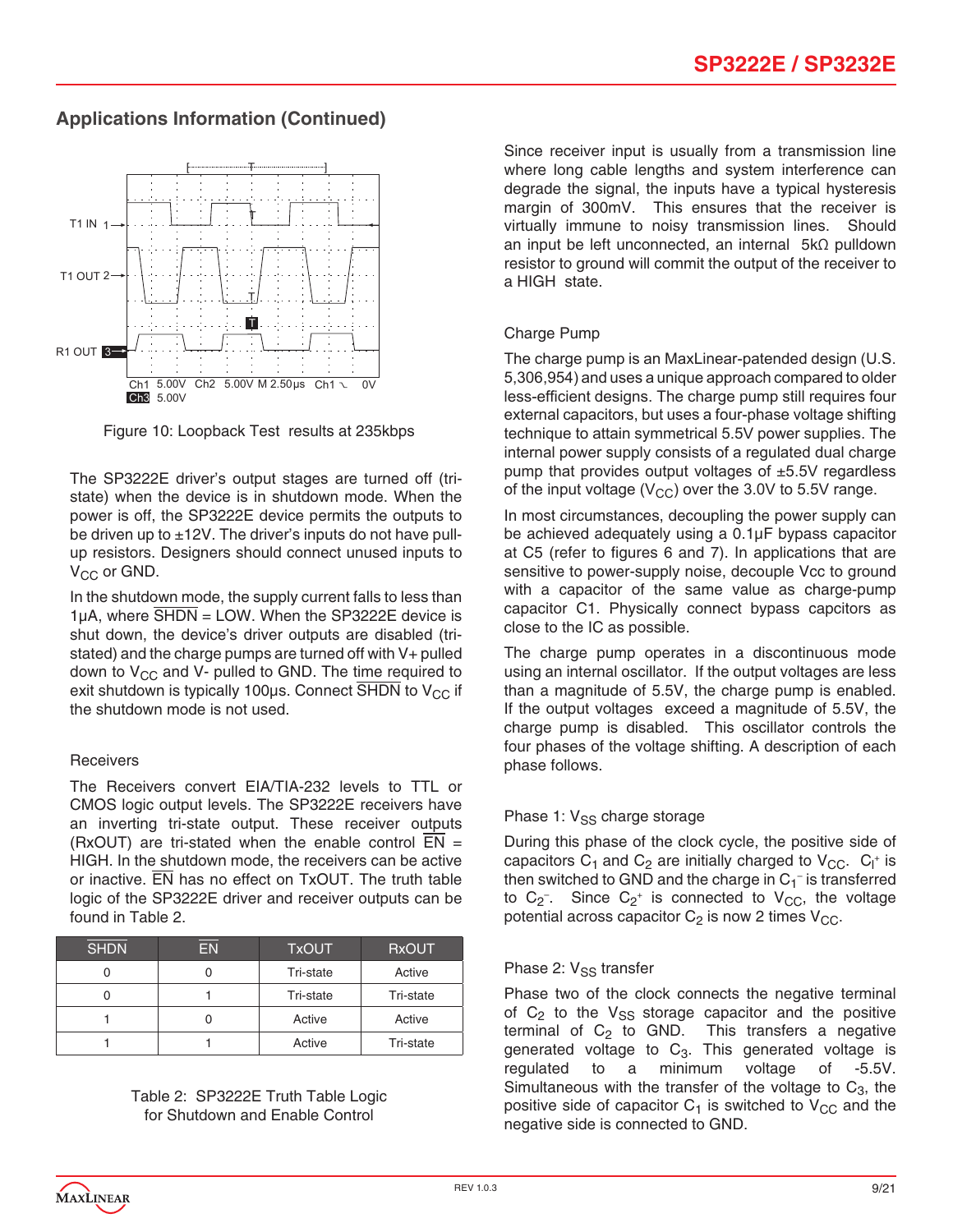## Applications Information (Continued)

Figure 10: Loopback Test results at 235kbps

The SP3222E driver's output stages are turned off (tri-state) when the device is in shutdown mode. When the power is off, the SP3222E device permits the outputs to be driven up to ±12V. The driver's inputs do not have pull-up resistors. Designers should connect unused inputs to $V_{CC}$ or GND.

In the shutdown mode, the supply current falls to less than 1µA, where $\overline{SHDN}$ = LOW. When the SP3222E device is shut down, the device's driver outputs are disabled (tri-stated) and the charge pumps are turned off with V+ pulled down to $V_{CC}$ and V- pulled to GND. The time required to exit shutdown is typically 100µs. Connect $\overline{SHDN}$ to $V_{CC}$ if the shutdown mode is not used.

Receivers

The Receivers convert EIA/TIA-232 levels to TTL or CMOS logic output levels. The SP3222E receivers have an inverting tri-state output. These receiver outputs (RxOUT) are tri-stated when the enable control $\overline{EN}$ = HIGH. In the shutdown mode, the receivers can be active or inactive. $\overline{EN}$ has no effect on TxOUT. The truth table logic of the SP3222E driver and receiver outputs can be found in Table 2.

| $\overline{SHDN}$ | $\overline{EN}$ | TxOUT | RxOUT |
|---|---|---|---|
| 0 | 0 | Tri-state | Active |
| 0 | 1 | Tri-state | Tri-state |
| 1 | 0 | Active | Active |
| 1 | 1 | Active | Tri-state |

Table 2: SP3222E Truth Table Logic for Shutdown and Enable Control

Since receiver input is usually from a transmission line where long cable lengths and system interference can degrade the signal, the inputs have a typical hysteresis margin of 300mV. This ensures that the receiver is virtually immune to noisy transmission lines. Should an input be left unconnected, an internal 5kΩ pulldown resistor to ground will commit the output of the receiver to a HIGH state.

Charge Pump

The charge pump is an MaxLinear-patended design (U.S. 5,306,954) and uses a unique approach compared to older less-efficient designs. The charge pump still requires four external capacitors, but uses a four-phase voltage shifting technique to attain symmetrical 5.5V power supplies. The internal power supply consists of a regulated dual charge pump that provides output voltages of ±5.5V regardless of the input voltage ($V_{CC}$) over the 3.0V to 5.5V range.

In most circumstances, decoupling the power supply can be achieved adequately using a 0.1µF bypass capacitor at C5 (refer to figures 6 and 7). In applications that are sensitive to power-supply noise, decouple Vcc to ground with a capacitor of the same value as charge-pump capacitor C1. Physically connect bypass capcitors as close to the IC as possible.

The charge pump operates in a discontinuous mode using an internal oscillator. If the output voltages are less than a magnitude of 5.5V, the charge pump is enabled. If the output voltages exceed a magnitude of 5.5V, the charge pump is disabled. This oscillator controls the four phases of the voltage shifting. A description of each phase follows.

Phase 1: $V_{SS}$ charge storage

During this phase of the clock cycle, the positive side of capacitors $C_1$ and $C_2$ are initially charged to $V_{CC}$. $C_l^+$ is then switched to GND and the charge in $C_1^-$ is transferred to $C_2^-$. Since $C_2^+$ is connected to $V_{CC}$, the voltage potential across capacitor $C_2$ is now 2 times $V_{CC}$.

Phase 2: $V_{SS}$ transfer

Phase two of the clock connects the negative terminal of $C_2$ to the $V_{SS}$ storage capacitor and the positive terminal of $C_2$ to GND. This transfers a negative generated voltage to $C_3$. This generated voltage is regulated to a minimum voltage of -5.5V. Simultaneous with the transfer of the voltage to $C_3$, the positive side of capacitor $C_1$ is switched to $V_{CC}$ and the negative side is connected to GND.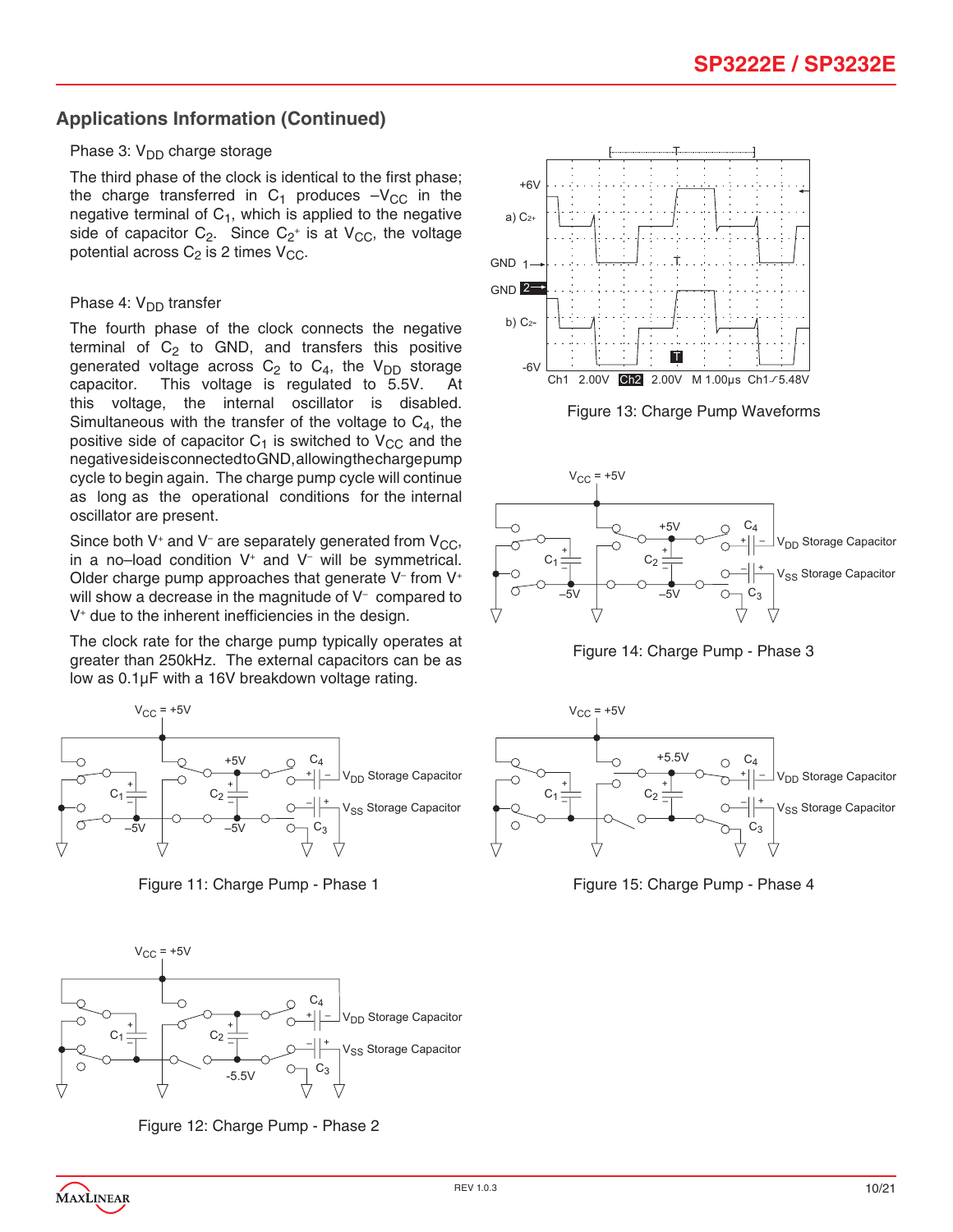## Applications Information (Continued)

Phase 3: $V_{DD}$ charge storage

The third phase of the clock is identical to the first phase; the charge transferred in $C_1$ produces $-V_{CC}$ in the negative terminal of $C_1$, which is applied to the negative side of capacitor $C_2$. Since $C_2^+$ is at $V_{CC}$, the voltage potential across $C_2$ is 2 times $V_{CC}$.

Phase 4: $V_{DD}$ transfer

The fourth phase of the clock connects the negative terminal of $C_2$ to GND, and transfers this positive generated voltage across $C_2$ to $C_4$, the $V_{DD}$ storage capacitor. This voltage is regulated to 5.5V. At this voltage, the internal oscillator is disabled. Simultaneous with the transfer of the voltage to $C_4$, the positive side of capacitor $C_1$ is switched to $V_{CC}$ and the negative side is connected to GND, allowing the charge pump cycle to begin again. The charge pump cycle will continue as long as the operational conditions for the internal oscillator are present.

Since both $V^+$ and $V^-$ are separately generated from $V_{CC}$, in a no–load condition $V^+$ and $V^-$ will be symmetrical. Older charge pump approaches that generate $V^-$ from $V^+$ will show a decrease in the magnitude of $V^-$ compared to $V^+$ due to the inherent inefficiencies in the design.

The clock rate for the charge pump typically operates at greater than 250kHz. The external capacitors can be as low as 0.1µF with a 16V breakdown voltage rating.

Figure 11: Charge Pump - Phase 1

Figure 12: Charge Pump - Phase 2

Figure 13: Charge Pump Waveforms

Figure 14: Charge Pump - Phase 3

Figure 15: Charge Pump - Phase 4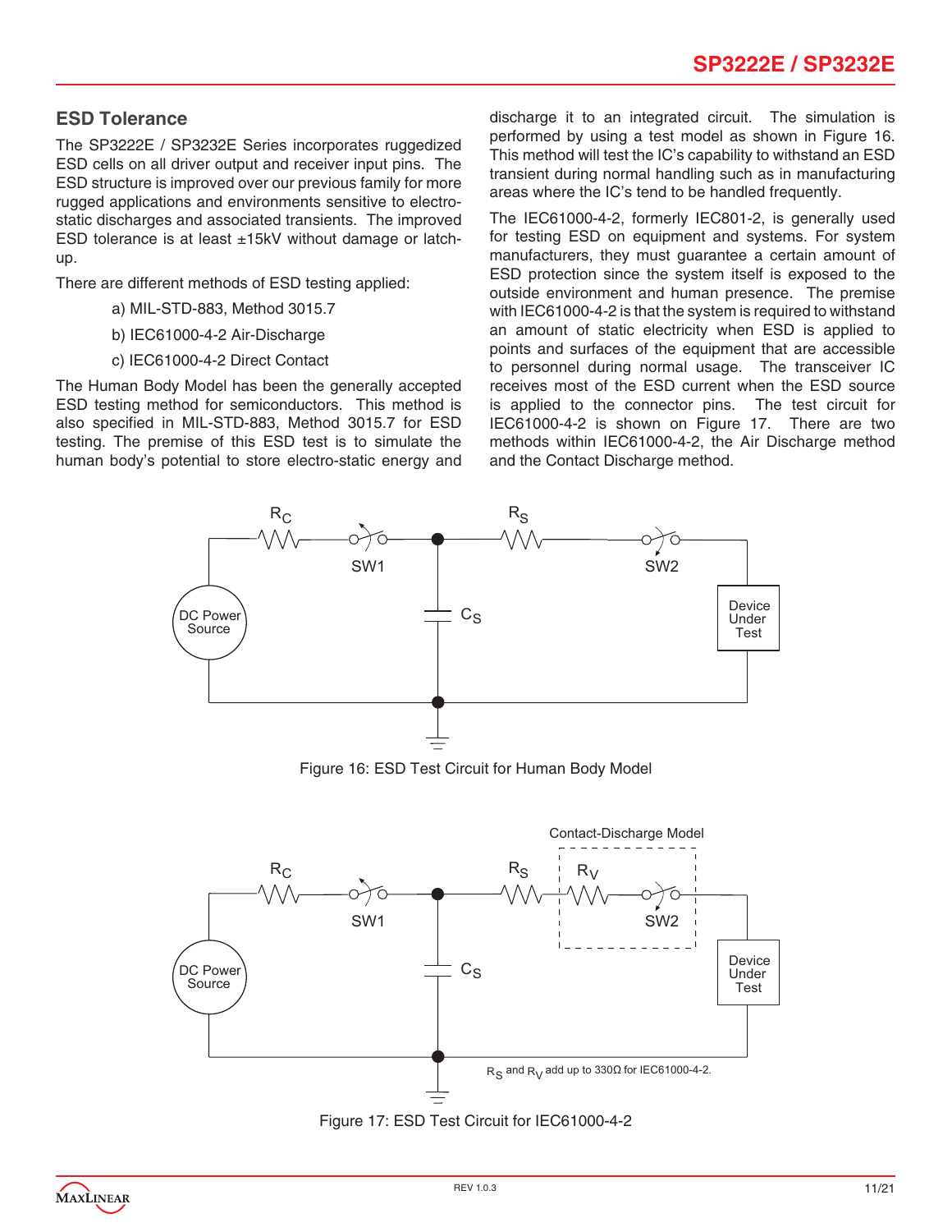## ESD Tolerance

The SP3222E / SP3232E Series incorporates ruggedized ESD cells on all driver output and receiver input pins. The ESD structure is improved over our previous family for more rugged applications and environments sensitive to electro-static discharges and associated transients. The improved ESD tolerance is at least ±15kV without damage or latch-up.

There are different methods of ESD testing applied:

a) MIL-STD-883, Method 3015.7

b) IEC61000-4-2 Air-Discharge

c) IEC61000-4-2 Direct Contact

The Human Body Model has been the generally accepted ESD testing method for semiconductors. This method is also specified in MIL-STD-883, Method 3015.7 for ESD testing. The premise of this ESD test is to simulate the human body's potential to store electro-static energy and discharge it to an integrated circuit. The simulation is performed by using a test model as shown in Figure 16. This method will test the IC's capability to withstand an ESD transient during normal handling such as in manufacturing areas where the IC's tend to be handled frequently.

The IEC61000-4-2, formerly IEC801-2, is generally used for testing ESD on equipment and systems. For system manufacturers, they must guarantee a certain amount of ESD protection since the system itself is exposed to the outside environment and human presence. The premise with IEC61000-4-2 is that the system is required to withstand an amount of static electricity when ESD is applied to points and surfaces of the equipment that are accessible to personnel during normal usage. The transceiver IC receives most of the ESD current when the ESD source is applied to the connector pins. The test circuit for IEC61000-4-2 is shown on Figure 17. There are two methods within IEC61000-4-2, the Air Discharge method and the Contact Discharge method.

Figure 16: ESD Test Circuit for Human Body Model

Figure 17: ESD Test Circuit for IEC61000-4-2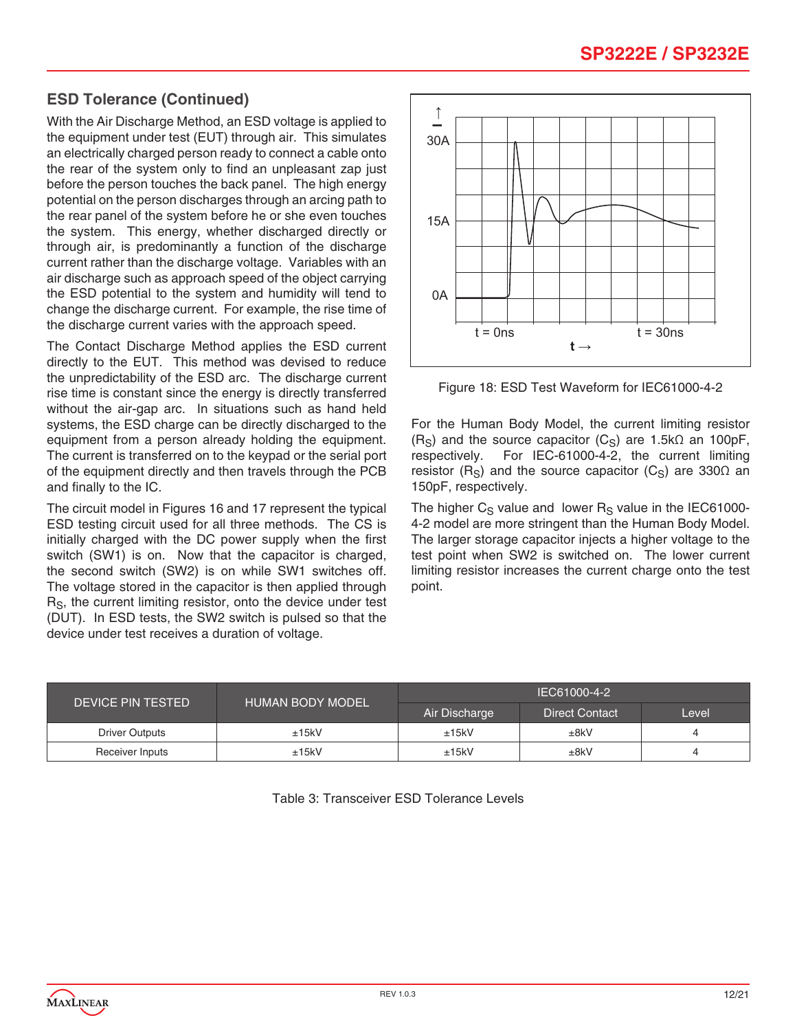## ESD Tolerance (Continued)

With the Air Discharge Method, an ESD voltage is applied to the equipment under test (EUT) through air. This simulates an electrically charged person ready to connect a cable onto the rear of the system only to find an unpleasant zap just before the person touches the back panel. The high energy potential on the person discharges through an arcing path to the rear panel of the system before he or she even touches the system. This energy, whether discharged directly or through air, is predominantly a function of the discharge current rather than the discharge voltage. Variables with an air discharge such as approach speed of the object carrying the ESD potential to the system and humidity will tend to change the discharge current. For example, the rise time of the discharge current varies with the approach speed.

The Contact Discharge Method applies the ESD current directly to the EUT. This method was devised to reduce the unpredictability of the ESD arc. The discharge current rise time is constant since the energy is directly transferred without the air-gap arc. In situations such as hand held systems, the ESD charge can be directly discharged to the equipment from a person already holding the equipment. The current is transferred on to the keypad or the serial port of the equipment directly and then travels through the PCB and finally to the IC.

The circuit model in Figures 16 and 17 represent the typical ESD testing circuit used for all three methods. The CS is initially charged with the DC power supply when the first switch (SW1) is on. Now that the capacitor is charged, the second switch (SW2) is on while SW1 switches off. The voltage stored in the capacitor is then applied through $R_S$, the current limiting resistor, onto the device under test (DUT). In ESD tests, the SW2 switch is pulsed so that the device under test receives a duration of voltage.

Figure 18: ESD Test Waveform for IEC61000-4-2

For the Human Body Model, the current limiting resistor ($R_S$) and the source capacitor ($C_S$) are 1.5kΩ an 100pF, respectively. For IEC-61000-4-2, the current limiting resistor ($R_S$) and the source capacitor ($C_S$) are 330Ω an 150pF, respectively.

The higher $C_S$ value and lower $R_S$ value in the IEC61000-4-2 model are more stringent than the Human Body Model. The larger storage capacitor injects a higher voltage to the test point when SW2 is switched on. The lower current limiting resistor increases the current charge onto the test point.

| DEVICE PIN TESTED | HUMAN BODY MODEL | IEC61000-4-2 | | |
|---|---|---|---|---|
| | | Air Discharge | Direct Contact | Level |
| Driver Outputs | ±15kV | ±15kV | ±8kV | 4 |
| Receiver Inputs | ±15kV | ±15kV | ±8kV | 4 |

Table 3: Transceiver ESD Tolerance Levels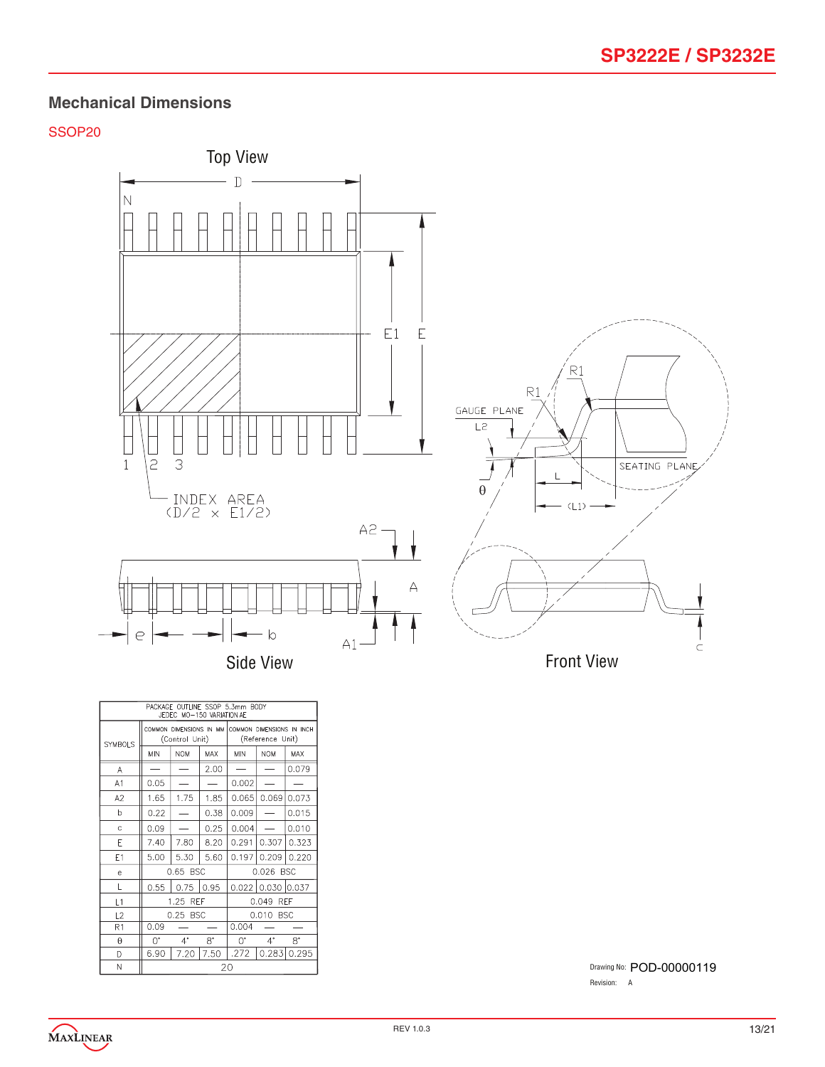## Mechanical Dimensions

### SSOP20

Top View

Side View

Front View

| PACKAGE OUTLINE SSOP 5.3mm BODY JEDEC MO-150 VARIATION AE | | | | | | |
|---|---|---|---|---|---|---|
| SYMBOLS | COMMON DIMENSIONS IN MM (Control Unit) | | | COMMON DIMENSIONS IN INCH (Reference Unit) | | |
| | MIN | NOM | MAX | MIN | NOM | MAX |
| A | — | — | 2.00 | — | — | 0.079 |
| A1 | 0.05 | — | — | 0.002 | — | — |
| A2 | 1.65 | 1.75 | 1.85 | 0.065 | 0.069 | 0.073 |
| b | 0.22 | — | 0.38 | 0.009 | — | 0.015 |
| c | 0.09 | — | 0.25 | 0.004 | — | 0.010 |
| E | 7.40 | 7.80 | 8.20 | 0.291 | 0.307 | 0.323 |
| E1 | 5.00 | 5.30 | 5.60 | 0.197 | 0.209 | 0.220 |
| e | 0.65 BSC | | | 0.026 BSC | | |
| L | 0.55 | 0.75 | 0.95 | 0.022 | 0.030 | 0.037 |
| L1 | 1.25 REF | | | 0.049 REF | | |
| L2 | 0.25 BSC | | | 0.010 BSC | | |
| R1 | 0.09 | — | — | 0.004 | — | — |
| θ | 0° | 4° | 8° | 0° | 4° | 8° |
| D | 6.90 | 7.20 | 7.50 | .272 | 0.283 | 0.295 |
| N | 20 | | | | | |

Drawing No: POD-00000119

Revision: A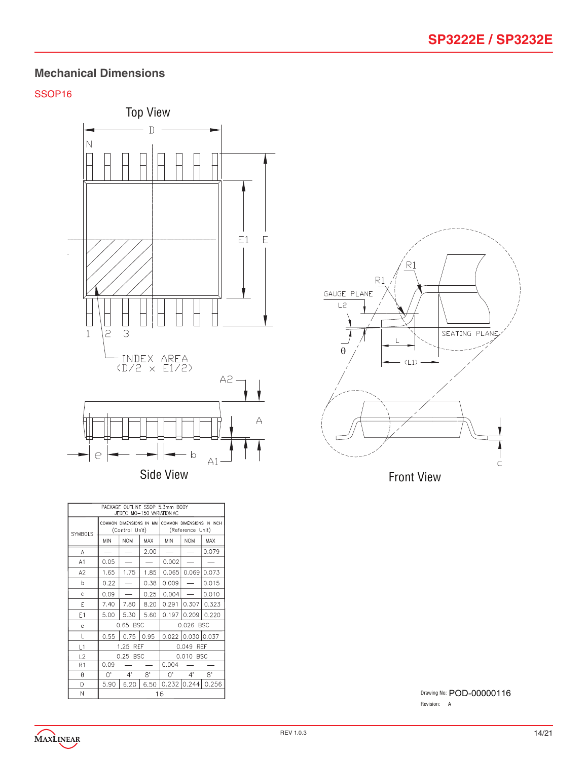## Mechanical Dimensions

SSOP16

Top View

Side View

Front View

| PACKAGE OUTLINE SSOP 5.3mm BODY JEDEC MO-150 VARIATION AC | | | | | | |
|---|---|---|---|---|---|---|
| SYMBOLS | COMMON DIMENSIONS IN MM (Control Unit) | | | COMMON DIMENSIONS IN INCH (Reference Unit) | | |
| | MIN | NOM | MAX | MIN | NOM | MAX |
| A | — | — | 2.00 | — | — | 0.079 |
| A1 | 0.05 | — | — | 0.002 | — | — |
| A2 | 1.65 | 1.75 | 1.85 | 0.065 | 0.069 | 0.073 |
| b | 0.22 | — | 0.38 | 0.009 | — | 0.015 |
| c | 0.09 | — | 0.25 | 0.004 | — | 0.010 |
| E | 7.40 | 7.80 | 8.20 | 0.291 | 0.307 | 0.323 |
| E1 | 5.00 | 5.30 | 5.60 | 0.197 | 0.209 | 0.220 |
| e | 0.65 BSC | | | 0.026 BSC | | |
| L | 0.55 | 0.75 | 0.95 | 0.022 | 0.030 | 0.037 |
| L1 | 1.25 REF | | | 0.049 REF | | |
| L2 | 0.25 BSC | | | 0.010 BSC | | |
| R1 | 0.09 | — | — | 0.004 | — | — |
| θ | 0° | 4° | 8° | 0° | 4° | 8° |
| D | 5.90 | 6.20 | 6.50 | 0.232 | 0.244 | 0.256 |
| N | 16 | | | | | |

Drawing No: POD-00000116

Revision: A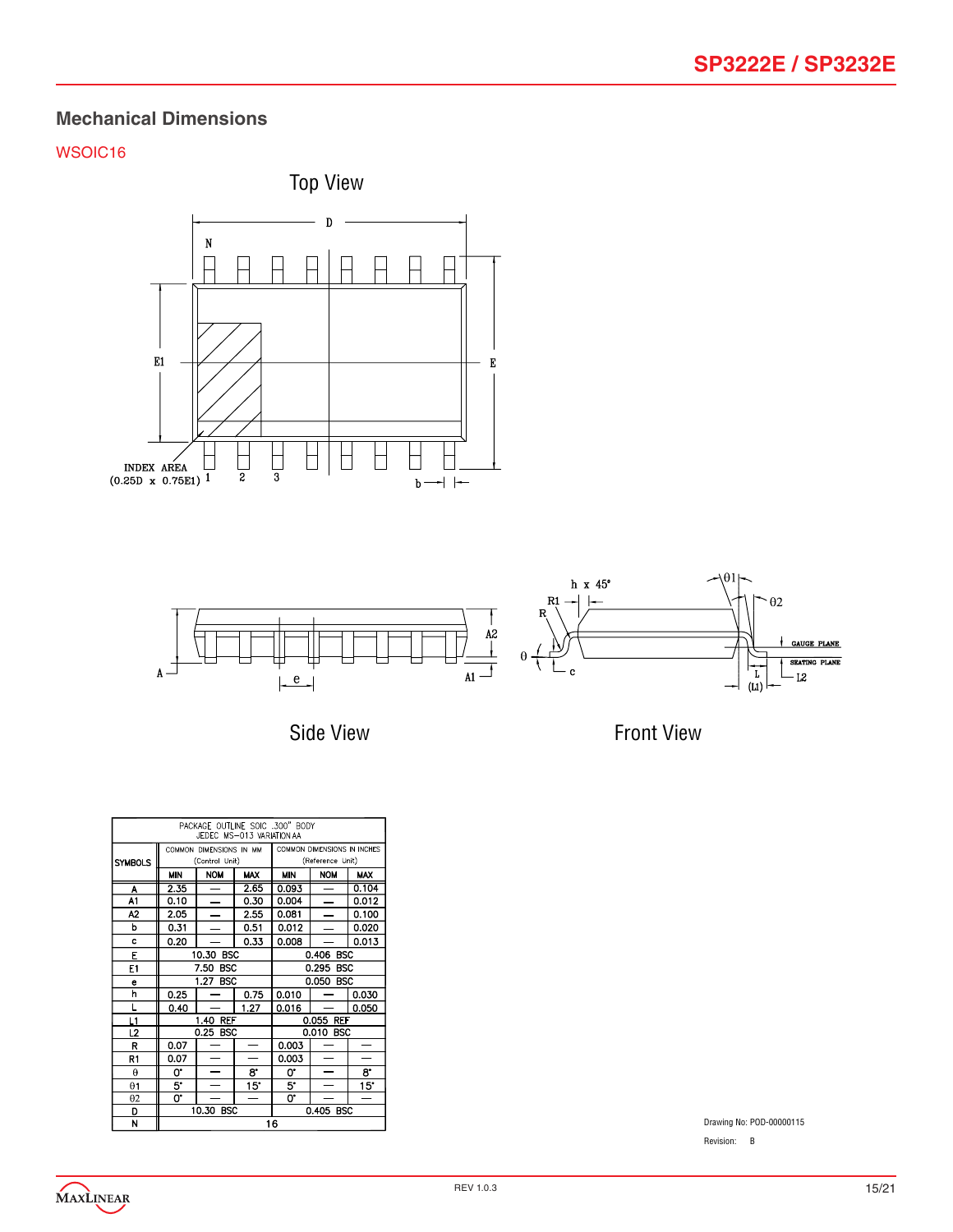## Mechanical Dimensions

### WSOIC16

Top View

INDEX AREA (0.25D x 0.75E1)

Side View

Front View

| PACKAGE OUTLINE SOIC .300" BODY JEDEC MS-013 VARIATION AA | | | | | | |
|---|---|---|---|---|---|---|
| SYMBOLS | COMMON DIMENSIONS IN MM (Control Unit) | | | COMMON DIMENSIONS IN INCHES (Reference Unit) | | |
| | MIN | NOM | MAX | MIN | NOM | MAX |
| A | 2.35 | — | 2.65 | 0.093 | — | 0.104 |
| A1 | 0.10 | — | 0.30 | 0.004 | — | 0.012 |
| A2 | 2.05 | — | 2.55 | 0.081 | — | 0.100 |
| b | 0.31 | — | 0.51 | 0.012 | — | 0.020 |
| c | 0.20 | — | 0.33 | 0.008 | — | 0.013 |
| E | 10.30 BSC | | | 0.406 BSC | | |
| E1 | 7.50 BSC | | | 0.295 BSC | | |
| e | 1.27 BSC | | | 0.050 BSC | | |
| h | 0.25 | — | 0.75 | 0.010 | — | 0.030 |
| L | 0.40 | — | 1.27 | 0.016 | — | 0.050 |
| L1 | 1.40 REF | | | 0.055 REF | | |
| L2 | 0.25 BSC | | | 0.010 BSC | | |
| R | 0.07 | — | — | 0.003 | — | — |
| R1 | 0.07 | — | — | 0.003 | — | — |
| θ | 0° | — | 8° | 0° | — | 8° |
| θ1 | 5° | — | 15° | 5° | — | 15° |
| θ2 | 0° | — | — | 0° | — | — |
| D | 10.30 BSC | | | 0.405 BSC | | |
| N | 16 | | | | | |

Drawing No: POD-00000115

Revision: B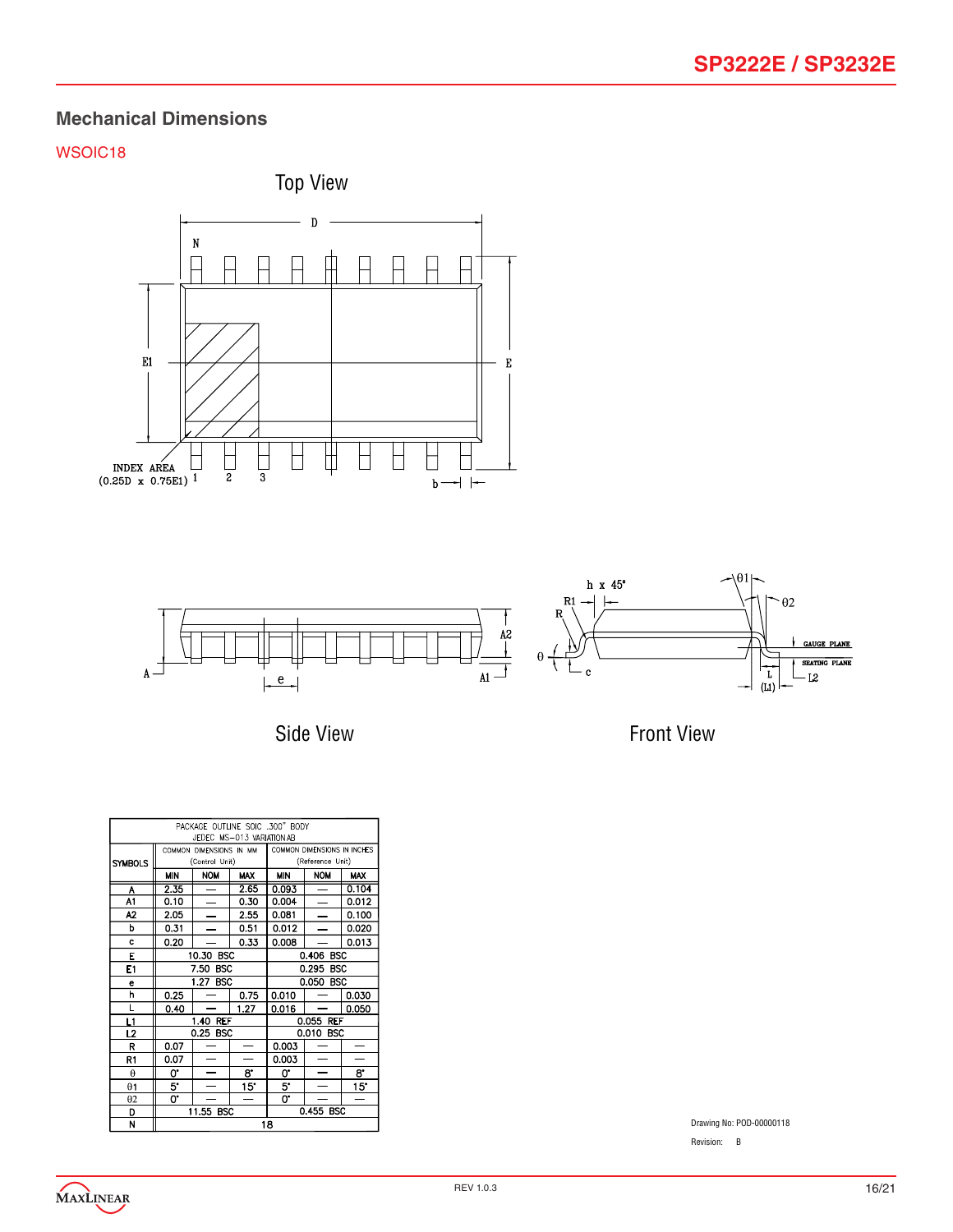## Mechanical Dimensions

### WSOIC18

Top View

Side View

Front View

| PACKAGE OUTLINE SOIC .300" BODY JEDEC MS-013 VARIATION AB | | | | | | |
|---|---|---|---|---|---|---|
| SYMBOLS | COMMON DIMENSIONS IN MM (Control Unit) | | | COMMON DIMENSIONS IN INCHES (Reference Unit) | | |
| | MIN | NOM | MAX | MIN | NOM | MAX |
| A | 2.35 | — | 2.65 | 0.093 | — | 0.104 |
| A1 | 0.10 | — | 0.30 | 0.004 | — | 0.012 |
| A2 | 2.05 | — | 2.55 | 0.081 | — | 0.100 |
| b | 0.31 | — | 0.51 | 0.012 | — | 0.020 |
| c | 0.20 | — | 0.33 | 0.008 | — | 0.013 |
| E | 10.30 BSC | | | 0.406 BSC | | |
| E1 | 7.50 BSC | | | 0.295 BSC | | |
| e | 1.27 BSC | | | 0.050 BSC | | |
| h | 0.25 | — | 0.75 | 0.010 | — | 0.030 |
| L | 0.40 | — | 1.27 | 0.016 | — | 0.050 |
| L1 | 1.40 REF | | | 0.055 REF | | |
| L2 | 0.25 BSC | | | 0.010 BSC | | |
| R | 0.07 | — | — | 0.003 | — | — |
| R1 | 0.07 | — | — | 0.003 | — | — |
| θ | 0° | — | 8° | 0° | — | 8° |
| θ1 | 5° | — | 15° | 5° | — | 15° |
| θ2 | 0° | — | — | 0° | — | — |
| D | 11.55 BSC | | | 0.455 BSC | | |
| N | 18 | | | | | |

Drawing No: POD-00000118

Revision: B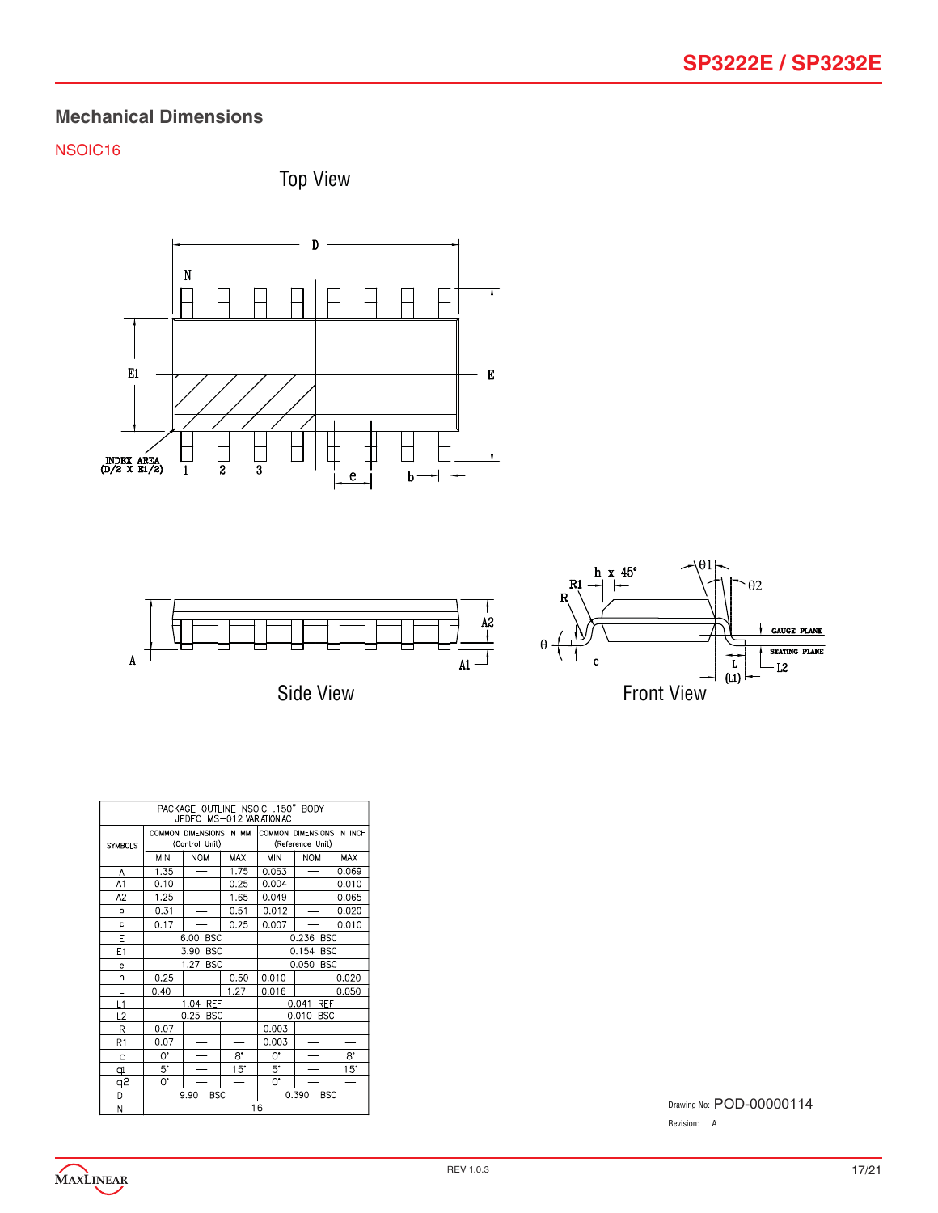## Mechanical Dimensions

NSOIC16

Top View

Side View

Front View

| PACKAGE OUTLINE NSOIC .150" BODY JEDEC MS-012 VARIATION AC | | | | | | |
|---|---|---|---|---|---|---|
| SYMBOLS | COMMON DIMENSIONS IN MM (Control Unit) | | | COMMON DIMENSIONS IN INCH (Reference Unit) | | |
| | MIN | NOM | MAX | MIN | NOM | MAX |
| A | 1.35 | — | 1.75 | 0.053 | — | 0.069 |
| A1 | 0.10 | — | 0.25 | 0.004 | — | 0.010 |
| A2 | 1.25 | — | 1.65 | 0.049 | — | 0.065 |
| b | 0.31 | — | 0.51 | 0.012 | — | 0.020 |
| c | 0.17 | — | 0.25 | 0.007 | — | 0.010 |
| E | 6.00 BSC | | | 0.236 BSC | | |
| E1 | 3.90 BSC | | | 0.154 BSC | | |
| e | 1.27 BSC | | | 0.050 BSC | | |
| h | 0.25 | — | 0.50 | 0.010 | — | 0.020 |
| L | 0.40 | — | 1.27 | 0.016 | — | 0.050 |
| L1 | 1.04 REF | | | 0.041 REF | | |
| L2 | 0.25 BSC | | | 0.010 BSC | | |
| R | 0.07 | — | — | 0.003 | — | — |
| R1 | 0.07 | — | — | 0.003 | — | — |
| θ | 0˚ | — | 8˚ | 0˚ | — | 8˚ |
| θ1 | 5˚ | — | 15˚ | 5˚ | — | 15˚ |
| θ2 | 0˚ | — | — | 0˚ | — | — |
| D | 9.90 BSC | | | 0.390 BSC | | |
| N | 16 | | | | | |

Drawing No: POD-00000114

Revision: A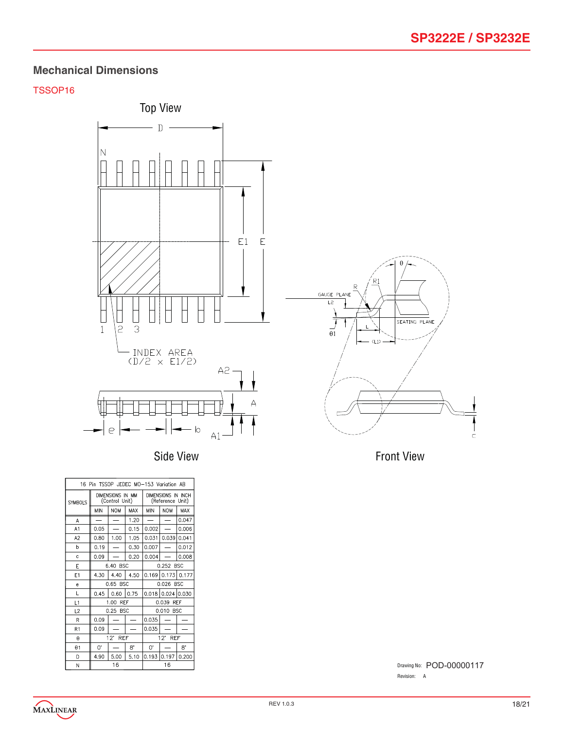## Mechanical Dimensions

### TSSOP16

Top View

Side View

Front View

| SYMBOLS | DIMENSIONS IN MM (Control Unit) | | | DIMENSIONS IN INCH (Reference Unit) | | |
|---|---|---|---|---|---|---|
| | MIN | NOM | MAX | MIN | NOM | MAX |
| A | — | — | 1.20 | — | — | 0.047 |
| A1 | 0.05 | — | 0.15 | 0.002 | — | 0.006 |
| A2 | 0.80 | 1.00 | 1.05 | 0.031 | 0.039 | 0.041 |
| b | 0.19 | — | 0.30 | 0.007 | — | 0.012 |
| c | 0.09 | — | 0.20 | 0.004 | — | 0.008 |
| E | 6.40 BSC | | | 0.252 BSC | | |
| E1 | 4.30 | 4.40 | 4.50 | 0.169 | 0.173 | 0.177 |
| e | 0.65 BSC | | | 0.026 BSC | | |
| L | 0.45 | 0.60 | 0.75 | 0.018 | 0.024 | 0.030 |
| L1 | 1.00 REF | | | 0.039 REF | | |
| L2 | 0.25 BSC | | | 0.010 BSC | | |
| R | 0.09 | — | — | 0.035 | — | — |
| R1 | 0.09 | — | — | 0.035 | — | — |
| θ | 12° REF | | | 12° REF | | |
| θ1 | 0° | — | 8° | 0° | — | 8° |
| D | 4.90 | 5.00 | 5.10 | 0.193 | 0.197 | 0.200 |
| N | 16 | | | 16 | | |

16 Pin TSSOP JEDEC MO-153 Variation AB

Drawing No: POD-00000117

Revision: A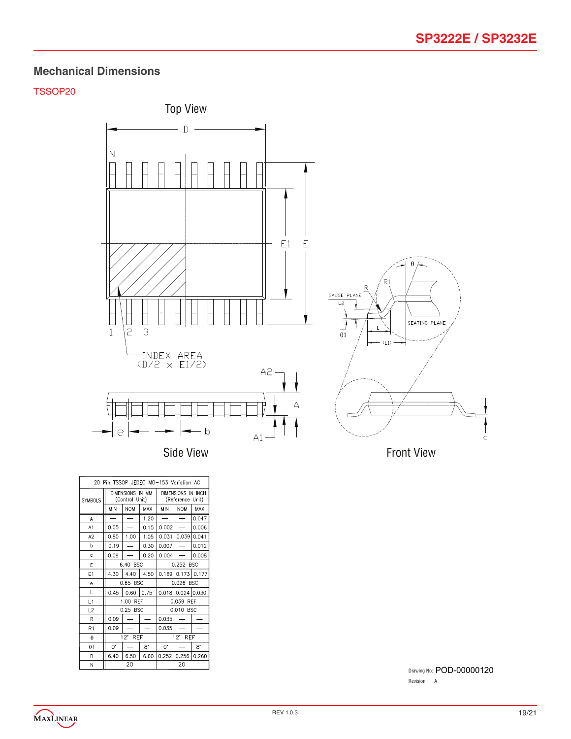## Mechanical Dimensions

### TSSOP20

Top View

Side View

Front View

| 20 Pin TSSOP JEDEC MO-153 Variation AC | | | | | | |
|---|---|---|---|---|---|---|
| SYMBOLS | DIMENSIONS IN MM (Control Unit) | | | DIMENSIONS IN INCH (Reference Unit) | | |
| | MIN | NOM | MAX | MIN | NOM | MAX |
| A | — | — | 1.20 | — | — | 0.047 |
| A1 | 0.05 | — | 0.15 | 0.002 | — | 0.006 |
| A2 | 0.80 | 1.00 | 1.05 | 0.031 | 0.039 | 0.041 |
| b | 0.19 | — | 0.30 | 0.007 | — | 0.012 |
| c | 0.09 | — | 0.20 | 0.004 | — | 0.008 |
| E | 6.40 BSC | | | 0.252 BSC | | |
| E1 | 4.30 | 4.40 | 4.50 | 0.169 | 0.173 | 0.177 |
| e | 0.65 BSC | | | 0.026 BSC | | |
| L | 0.45 | 0.60 | 0.75 | 0.018 | 0.024 | 0.030 |
| L1 | 1.00 REF | | | 0.039 REF | | |
| L2 | 0.25 BSC | | | 0.010 BSC | | |
| R | 0.09 | — | — | 0.035 | — | — |
| R1 | 0.09 | — | — | 0.035 | — | — |
| θ | 12° REF | | | 12° REF | | |
| θ1 | 0° | — | 8° | 0° | — | 8° |
| D | 6.40 | 6.50 | 6.60 | 0.252 | 0.256 | 0.260 |
| N | 20 | | | 20 | | |

Drawing No: POD-00000120

Revision: A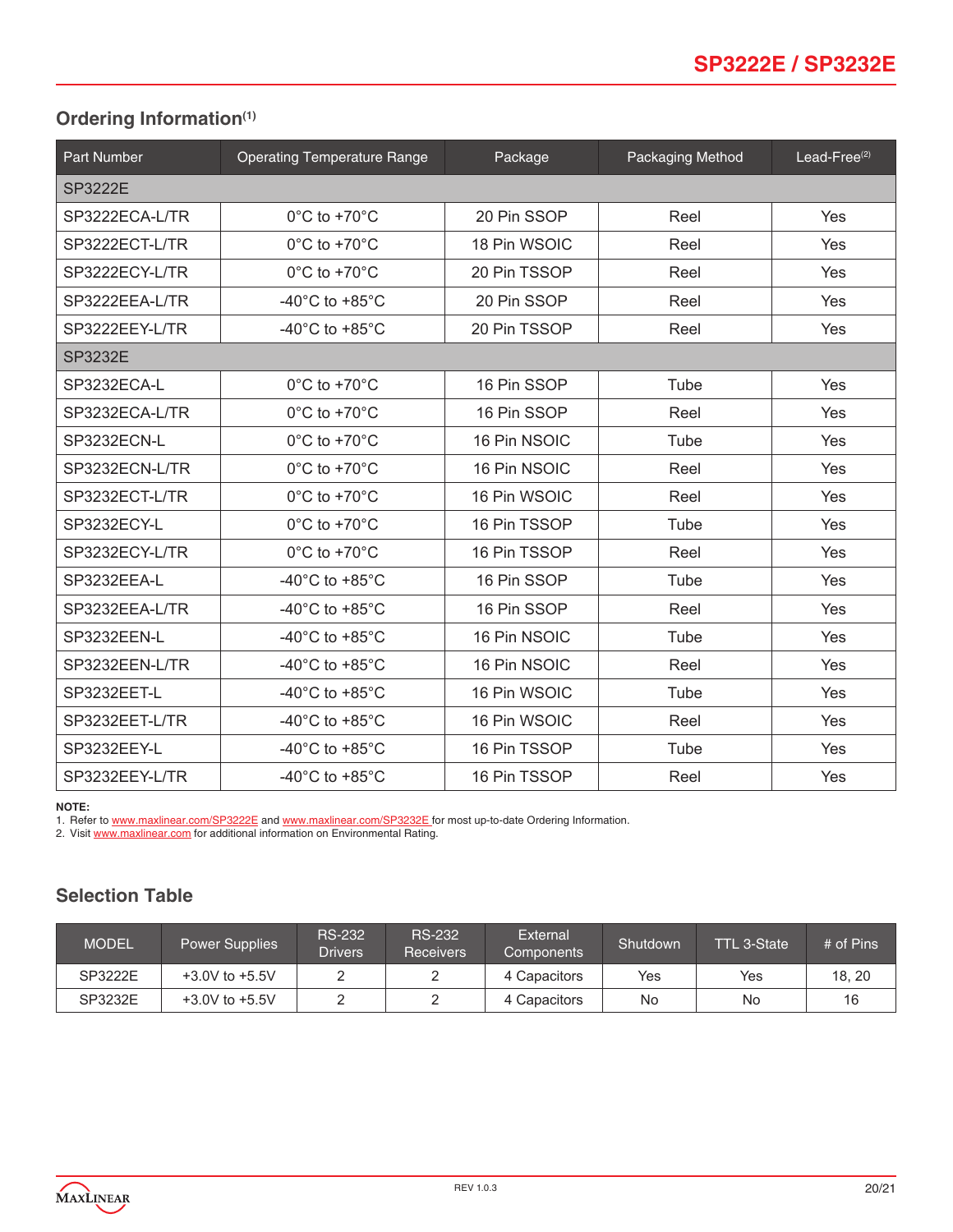## Ordering Information[1]

| Part Number | Operating Temperature Range | Package | Packaging Method | Lead-Free[2] |
|---|---|---|---|---|
| SP3222E | | | | |
| SP3222ECA-L/TR | 0°C to +70°C | 20 Pin SSOP | Reel | Yes |
| SP3222ECT-L/TR | 0°C to +70°C | 18 Pin WSOIC | Reel | Yes |
| SP3222ECY-L/TR | 0°C to +70°C | 20 Pin TSSOP | Reel | Yes |
| SP3222EEA-L/TR | -40°C to +85°C | 20 Pin SSOP | Reel | Yes |
| SP3222EEY-L/TR | -40°C to +85°C | 20 Pin TSSOP | Reel | Yes |
| SP3232E | | | | |
| SP3232ECA-L | 0°C to +70°C | 16 Pin SSOP | Tube | Yes |
| SP3232ECA-L/TR | 0°C to +70°C | 16 Pin SSOP | Reel | Yes |
| SP3232ECN-L | 0°C to +70°C | 16 Pin NSOIC | Tube | Yes |
| SP3232ECN-L/TR | 0°C to +70°C | 16 Pin NSOIC | Reel | Yes |
| SP3232ECT-L/TR | 0°C to +70°C | 16 Pin WSOIC | Reel | Yes |
| SP3232ECY-L | 0°C to +70°C | 16 Pin TSSOP | Tube | Yes |
| SP3232ECY-L/TR | 0°C to +70°C | 16 Pin TSSOP | Reel | Yes |
| SP3232EEA-L | -40°C to +85°C | 16 Pin SSOP | Tube | Yes |
| SP3232EEA-L/TR | -40°C to +85°C | 16 Pin SSOP | Reel | Yes |
| SP3232EEN-L | -40°C to +85°C | 16 Pin NSOIC | Tube | Yes |
| SP3232EEN-L/TR | -40°C to +85°C | 16 Pin NSOIC | Reel | Yes |
| SP3232EET-L | -40°C to +85°C | 16 Pin WSOIC | Tube | Yes |
| SP3232EET-L/TR | -40°C to +85°C | 16 Pin WSOIC | Reel | Yes |
| SP3232EEY-L | -40°C to +85°C | 16 Pin TSSOP | Tube | Yes |
| SP3232EEY-L/TR | -40°C to +85°C | 16 Pin TSSOP | Reel | Yes |

**NOTE:**
1. Refer to www.maxlinear.com/SP3222E and www.maxlinear.com/SP3232E for most up-to-date Ordering Information.
2. Visit www.maxlinear.com for additional information on Environmental Rating.

## Selection Table

| MODEL | Power Supplies | RS-232 Drivers | RS-232 Receivers | External Components | Shutdown | TTL 3-State | # of Pins |
|---|---|---|---|---|---|---|---|
| SP3222E | +3.0V to +5.5V | 2 | 2 | 4 Capacitors | Yes | Yes | 18, 20 |
| SP3232E | +3.0V to +5.5V | 2 | 2 | 4 Capacitors | No | No | 16 |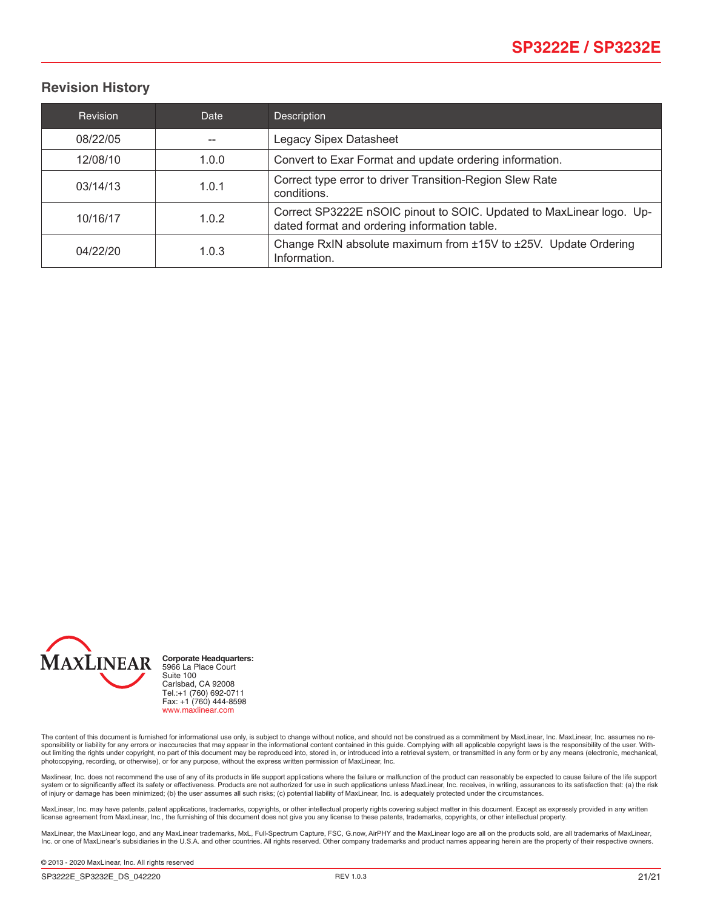## Revision History

| Revision | Date | Description |
|---|---|---|
| 08/22/05 | -- | Legacy Sipex Datasheet |
| 12/08/10 | 1.0.0 | Convert to Exar Format and update ordering information. |
| 03/14/13 | 1.0.1 | Correct type error to driver Transition-Region Slew Rate conditions. |
| 10/16/17 | 1.0.2 | Correct SP3222E nSOIC pinout to SOIC. Updated to MaxLinear logo. Updated format and ordering information table. |
| 04/22/20 | 1.0.3 | Change RxIN absolute maximum from ±15V to ±25V. Update Ordering Information. |

**Corporate Headquarters:**
5966 La Place Court
Suite 100
Carlsbad, CA 92008
Tel.:+1 (760) 692-0711
Fax: +1 (760) 444-8598
www.maxlinear.com

The content of this document is furnished for informational use only, is subject to change without notice, and should not be construed as a commitment by MaxLinear, Inc. MaxLinear, Inc. assumes no responsibility or liability for any errors or inaccuracies that may appear in the informational content contained in this guide. Complying with all applicable copyright laws is the responsibility of the user. Without limiting the rights under copyright, no part of this document may be reproduced into, stored in, or introduced into a retrieval system, or transmitted in any form or by any means (electronic, mechanical, photocopying, recording, or otherwise), or for any purpose, without the express written permission of MaxLinear, Inc.

Maxlinear, Inc. does not recommend the use of any of its products in life support applications where the failure or malfunction of the product can reasonably be expected to cause failure of the life support system or to significantly affect its safety or effectiveness. Products are not authorized for use in such applications unless MaxLinear, Inc. receives, in writing, assurances to its satisfaction that: (a) the risk of injury or damage has been minimized; (b) the user assumes all such risks; (c) potential liability of MaxLinear, Inc. is adequately protected under the circumstances.

MaxLinear, Inc. may have patents, patent applications, trademarks, copyrights, or other intellectual property rights covering subject matter in this document. Except as expressly provided in any written license agreement from MaxLinear, Inc., the furnishing of this document does not give you any license to these patents, trademarks, copyrights, or other intellectual property.

MaxLinear, the MaxLinear logo, and any MaxLinear trademarks, MxL, Full-Spectrum Capture, FSC, G.now, AirPHY and the MaxLinear logo are all on the products sold, are all trademarks of MaxLinear, Inc. or one of MaxLinear's subsidiaries in the U.S.A. and other countries. All rights reserved. Other company trademarks and product names appearing herein are the property of their respective owners.

© 2013 - 2020 MaxLinear, Inc. All rights reserved